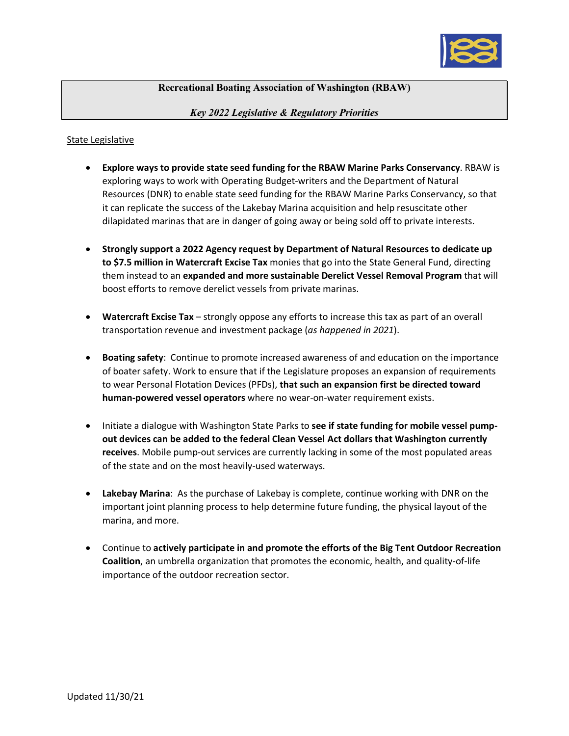# Recreational Boating Association of Washington (RBAW)

## *Key 2022 Legislative & Regulatory Priorities*

State Legislative

- **Explore ways to provide state seed funding for the RBAW Marine Parks Conservancy**. RBAW is exploring ways to work with Operating Budget-writers and the Department of Natural Resources (DNR) to enable state seed funding for the RBAW Marine Parks Conservancy, so that it can replicate the success of the Lakebay Marina acquisition and help resuscitate other dilapidated marinas that are in danger of going away or being sold off to private interests.

- **Strongly support a 2022 Agency request by Department of Natural Resources to dedicate up to $7.5 million in Watercraft Excise Tax** monies that go into the State General Fund, directing them instead to an **expanded and more sustainable Derelict Vessel Removal Program** that will boost efforts to remove derelict vessels from private marinas.

- **Watercraft Excise Tax** – strongly oppose any efforts to increase this tax as part of an overall transportation revenue and investment package (*as happened in 2021*).

- **Boating safety**: Continue to promote increased awareness of and education on the importance of boater safety. Work to ensure that if the Legislature proposes an expansion of requirements to wear Personal Flotation Devices (PFDs), **that such an expansion first be directed toward human-powered vessel operators** where no wear-on-water requirement exists.

- Initiate a dialogue with Washington State Parks to **see if state funding for mobile vessel pump-out devices can be added to the federal Clean Vessel Act dollars that Washington currently receives**. Mobile pump-out services are currently lacking in some of the most populated areas of the state and on the most heavily-used waterways.

- **Lakebay Marina**: As the purchase of Lakebay is complete, continue working with DNR on the important joint planning process to help determine future funding, the physical layout of the marina, and more.

- Continue to **actively participate in and promote the efforts of the Big Tent Outdoor Recreation Coalition**, an umbrella organization that promotes the economic, health, and quality-of-life importance of the outdoor recreation sector.

Updated 11/30/21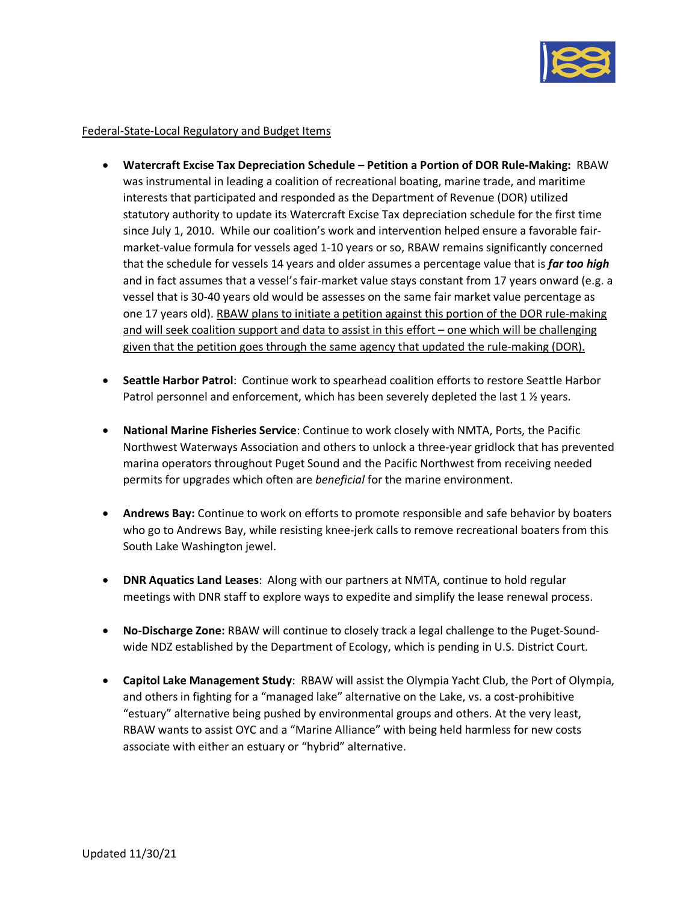Federal-State-Local Regulatory and Budget Items

- **Watercraft Excise Tax Depreciation Schedule – Petition a Portion of DOR Rule-Making:** RBAW was instrumental in leading a coalition of recreational boating, marine trade, and maritime interests that participated and responded as the Department of Revenue (DOR) utilized statutory authority to update its Watercraft Excise Tax depreciation schedule for the first time since July 1, 2010. While our coalition's work and intervention helped ensure a favorable fair-market-value formula for vessels aged 1-10 years or so, RBAW remains significantly concerned that the schedule for vessels 14 years and older assumes a percentage value that is ***far too high*** and in fact assumes that a vessel's fair-market value stays constant from 17 years onward (e.g. a vessel that is 30-40 years old would be assesses on the same fair market value percentage as one 17 years old). <u>RBAW plans to initiate a petition against this portion of the DOR rule-making and will seek coalition support and data to assist in this effort – one which will be challenging given that the petition goes through the same agency that updated the rule-making (DOR).</u>

- **Seattle Harbor Patrol**: Continue work to spearhead coalition efforts to restore Seattle Harbor Patrol personnel and enforcement, which has been severely depleted the last 1 ½ years.

- **National Marine Fisheries Service**: Continue to work closely with NMTA, Ports, the Pacific Northwest Waterways Association and others to unlock a three-year gridlock that has prevented marina operators throughout Puget Sound and the Pacific Northwest from receiving needed permits for upgrades which often are *beneficial* for the marine environment.

- **Andrews Bay:** Continue to work on efforts to promote responsible and safe behavior by boaters who go to Andrews Bay, while resisting knee-jerk calls to remove recreational boaters from this South Lake Washington jewel.

- **DNR Aquatics Land Leases**: Along with our partners at NMTA, continue to hold regular meetings with DNR staff to explore ways to expedite and simplify the lease renewal process.

- **No-Discharge Zone:** RBAW will continue to closely track a legal challenge to the Puget-Sound-wide NDZ established by the Department of Ecology, which is pending in U.S. District Court.

- **Capitol Lake Management Study**: RBAW will assist the Olympia Yacht Club, the Port of Olympia, and others in fighting for a "managed lake" alternative on the Lake, vs. a cost-prohibitive "estuary" alternative being pushed by environmental groups and others. At the very least, RBAW wants to assist OYC and a "Marine Alliance" with being held harmless for new costs associate with either an estuary or "hybrid" alternative.

Updated 11/30/21